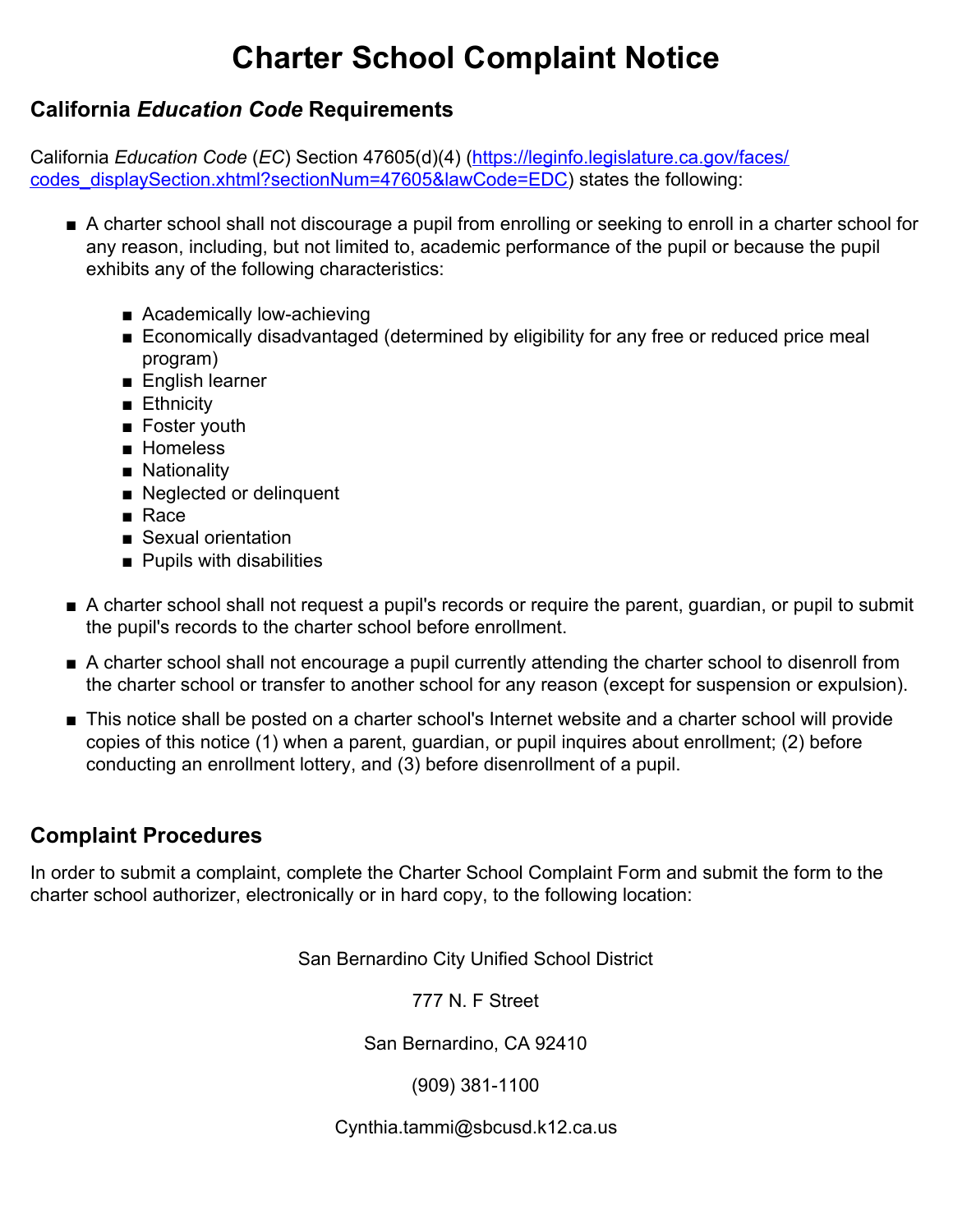# Charter School Complaint Notice

## California *Education Code* Requirements

California *Education Code* (*EC*) Section 47605(d)(4) ([https://leginfo.legislature.ca.gov/faces/codes_displaySection.xhtml?sectionNum=47605&lawCode=EDC](https://leginfo.legislature.ca.gov/faces/codes_displaySection.xhtml?sectionNum=47605&lawCode=EDC)) states the following:

- A charter school shall not discourage a pupil from enrolling or seeking to enroll in a charter school for any reason, including, but not limited to, academic performance of the pupil or because the pupil exhibits any of the following characteristics:
  - Academically low-achieving
  - Economically disadvantaged (determined by eligibility for any free or reduced price meal program)
  - English learner
  - Ethnicity
  - Foster youth
  - Homeless
  - Nationality
  - Neglected or delinquent
  - Race
  - Sexual orientation
  - Pupils with disabilities
- A charter school shall not request a pupil's records or require the parent, guardian, or pupil to submit the pupil's records to the charter school before enrollment.
- A charter school shall not encourage a pupil currently attending the charter school to disenroll from the charter school or transfer to another school for any reason (except for suspension or expulsion).
- This notice shall be posted on a charter school's Internet website and a charter school will provide copies of this notice (1) when a parent, guardian, or pupil inquires about enrollment; (2) before conducting an enrollment lottery, and (3) before disenrollment of a pupil.

## Complaint Procedures

In order to submit a complaint, complete the Charter School Complaint Form and submit the form to the charter school authorizer, electronically or in hard copy, to the following location:

San Bernardino City Unified School District

777 N. F Street

San Bernardino, CA 92410

(909) 381-1100

Cynthia.tammi@sbcusd.k12.ca.us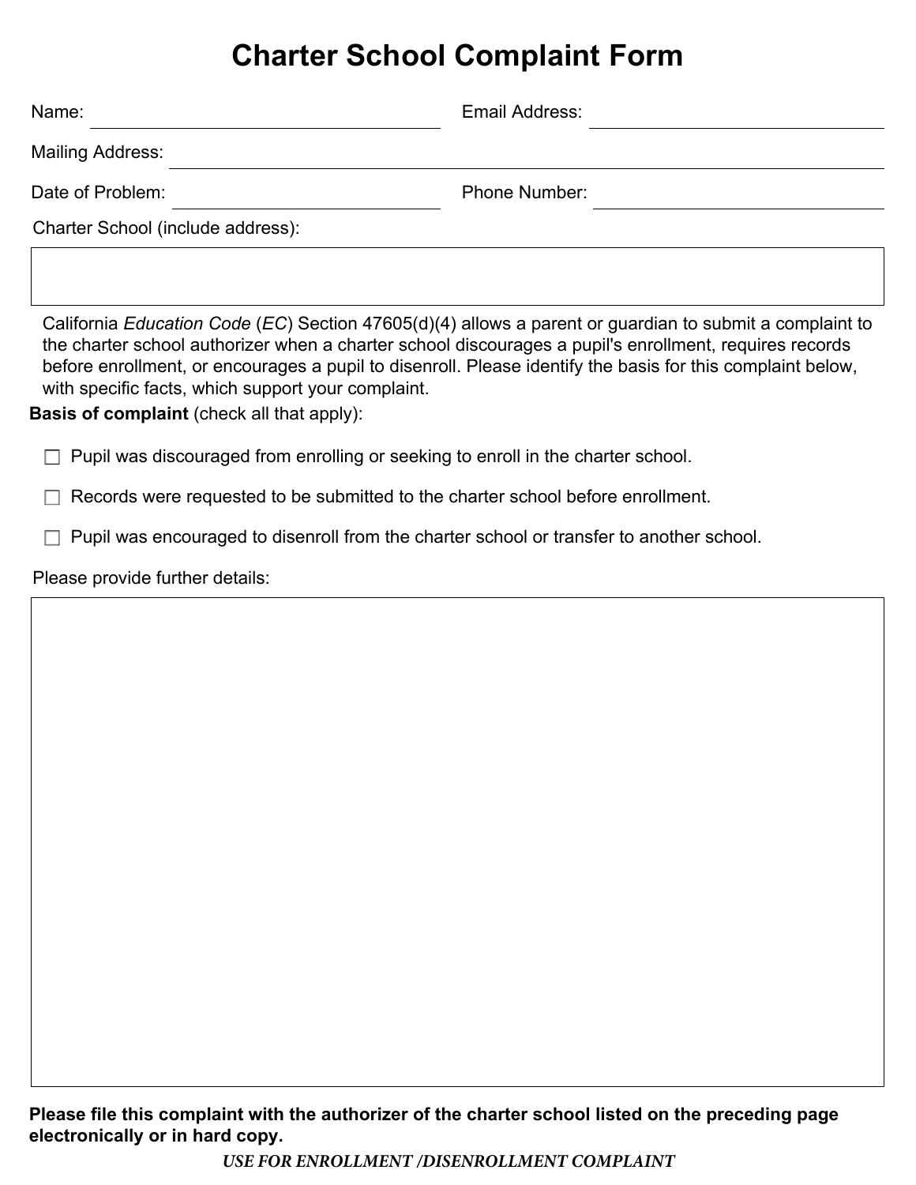# Charter School Complaint Form

Name: ______________________ Email Address: ______________________

Mailing Address: ______________________

Date of Problem: ______________________ Phone Number: ______________________

Charter School (include address):

California *Education Code* (*EC*) Section 47605(d)(4) allows a parent or guardian to submit a complaint to the charter school authorizer when a charter school discourages a pupil's enrollment, requires records before enrollment, or encourages a pupil to disenroll. Please identify the basis for this complaint below, with specific facts, which support your complaint.

**Basis of complaint** (check all that apply):

- ☐ Pupil was discouraged from enrolling or seeking to enroll in the charter school.
- ☐ Records were requested to be submitted to the charter school before enrollment.
- ☐ Pupil was encouraged to disenroll from the charter school or transfer to another school.

Please provide further details:

**Please file this complaint with the authorizer of the charter school listed on the preceding page electronically or in hard copy.**

***USE FOR ENROLLMENT /DISENROLLMENT COMPLAINT***